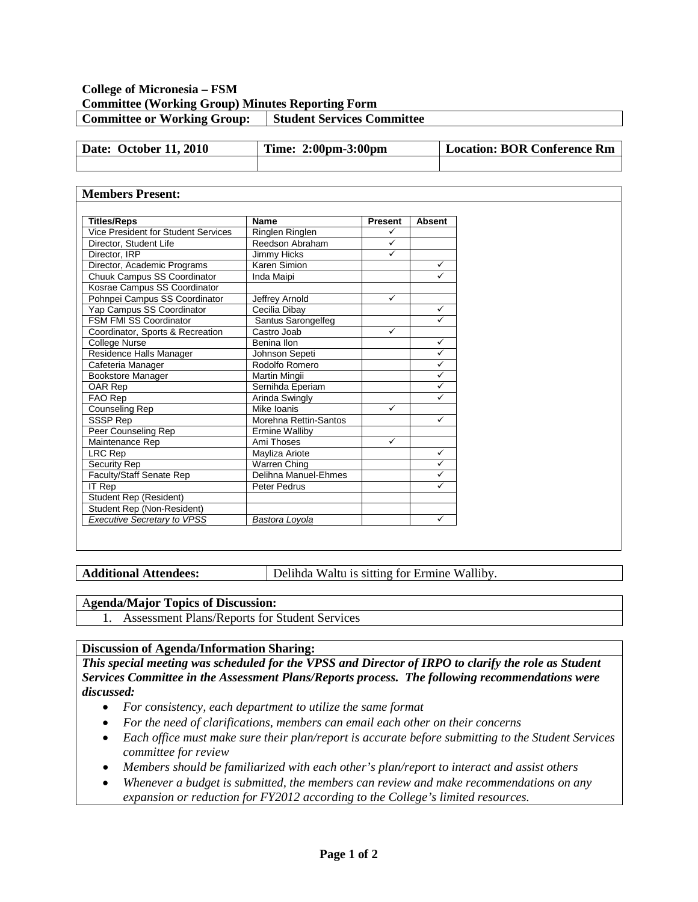**College of Micronesia – FSM**
**Committee (Working Group) Minutes Reporting Form**

| Committee or Working Group: | Student Services Committee |
|---|---|

| Date: October 11, 2010 | Time: 2:00pm-3:00pm | Location: BOR Conference Rm |
|---|---|---|
| | | |

**Members Present:**

| Titles/Reps | Name | Present | Absent |
|---|---|---|---|
| Vice President for Student Services | Ringlen Ringlen | ✓ | |
| Director, Student Life | Reedson Abraham | ✓ | |
| Director, IRP | Jimmy Hicks | ✓ | |
| Director, Academic Programs | Karen Simion | | ✓ |
| Chuuk Campus SS Coordinator | Inda Maipi | | ✓ |
| Kosrae Campus SS Coordinator | | | |
| Pohnpei Campus SS Coordinator | Jeffrey Arnold | ✓ | |
| Yap Campus SS Coordinator | Cecilia Dibay | | ✓ |
| FSM FMI SS Coordinator | Santus Sarongelfeg | | ✓ |
| Coordinator, Sports & Recreation | Castro Joab | ✓ | |
| College Nurse | Benina Ilon | | ✓ |
| Residence Halls Manager | Johnson Sepeti | | ✓ |
| Cafeteria Manager | Rodolfo Romero | | ✓ |
| Bookstore Manager | Martin Mingii | | ✓ |
| OAR Rep | Sernihda Eperiam | | ✓ |
| FAO Rep | Arinda Swingly | | ✓ |
| Counseling Rep | Mike Ioanis | ✓ | |
| SSSP Rep | Morehna Rettin-Santos | | ✓ |
| Peer Counseling Rep | Ermine Walliby | | |
| Maintenance Rep | Ami Thoses | ✓ | |
| LRC Rep | Mayliza Ariote | | ✓ |
| Security Rep | Warren Ching | | ✓ |
| Faculty/Staff Senate Rep | Delihna Manuel-Ehmes | | ✓ |
| IT Rep | Peter Pedrus | | ✓ |
| Student Rep (Resident) | | | |
| Student Rep (Non-Resident) | | | |
| *Executive Secretary to VPSS* | *Bastora Loyola* | | ✓ |

| Additional Attendees: | Delihda Waltu is sitting for Ermine Walliby. |
|---|---|

**Agenda/Major Topics of Discussion:**

1. Assessment Plans/Reports for Student Services

**Discussion of Agenda/Information Sharing:**

***This special meeting was scheduled for the VPSS and Director of IRPO to clarify the role as Student Services Committee in the Assessment Plans/Reports process. The following recommendations were discussed:***

- *For consistency, each department to utilize the same format*
- *For the need of clarifications, members can email each other on their concerns*
- *Each office must make sure their plan/report is accurate before submitting to the Student Services committee for review*
- *Members should be familiarized with each other's plan/report to interact and assist others*
- *Whenever a budget is submitted, the members can review and make recommendations on any expansion or reduction for FY2012 according to the College's limited resources.*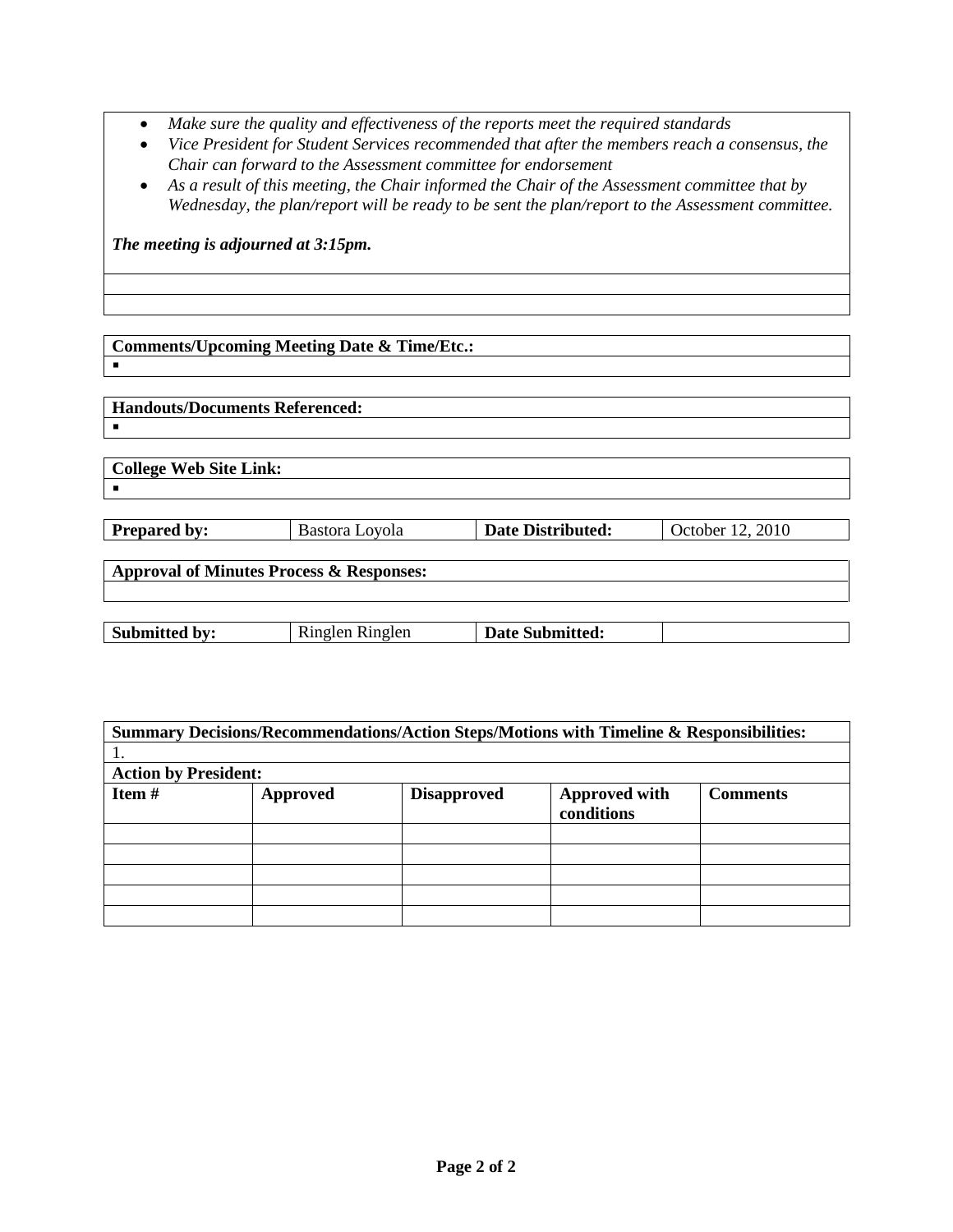- *Make sure the quality and effectiveness of the reports meet the required standards*
- *Vice President for Student Services recommended that after the members reach a consensus, the Chair can forward to the Assessment committee for endorsement*
- *As a result of this meeting, the Chair informed the Chair of the Assessment committee that by Wednesday, the plan/report will be ready to be sent the plan/report to the Assessment committee.*

***The meeting is adjourned at 3:15pm.***

**Comments/Upcoming Meeting Date & Time/Etc.:**

▪

**Handouts/Documents Referenced:**

▪

**College Web Site Link:**

▪

| **Prepared by:** | Bastora Loyola | **Date Distributed:** | October 12, 2010 |
|---|---|---|---|

**Approval of Minutes Process & Responses:**

| **Submitted by:** | Ringlen Ringlen | **Date Submitted:** | |
|---|---|---|---|

**Summary Decisions/Recommendations/Action Steps/Motions with Timeline & Responsibilities:**

1.

**Action by President:**

| **Item #** | **Approved** | **Disapproved** | **Approved with conditions** | **Comments** |
|---|---|---|---|---|
| | | | | |
| | | | | |
| | | | | |
| | | | | |
| | | | | |